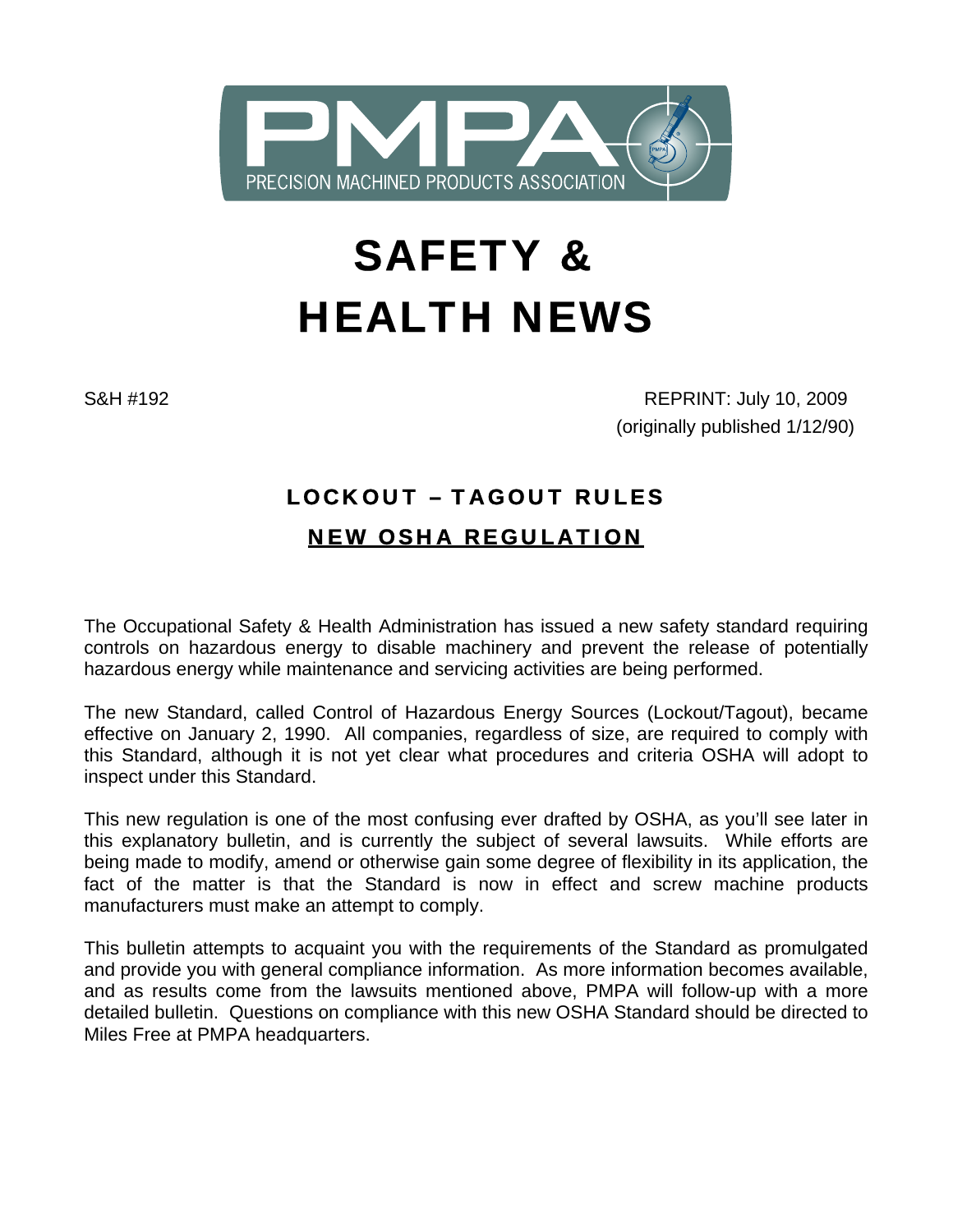PMPA

PRECISION MACHINED PRODUCTS ASSOCIATION

# SAFETY & HEALTH NEWS

S&H #192

REPRINT: July 10, 2009
(originally published 1/12/90)

## LOCKOUT – TAGOUT RULES

## NEW OSHA REGULATION

The Occupational Safety & Health Administration has issued a new safety standard requiring controls on hazardous energy to disable machinery and prevent the release of potentially hazardous energy while maintenance and servicing activities are being performed.

The new Standard, called Control of Hazardous Energy Sources (Lockout/Tagout), became effective on January 2, 1990. All companies, regardless of size, are required to comply with this Standard, although it is not yet clear what procedures and criteria OSHA will adopt to inspect under this Standard.

This new regulation is one of the most confusing ever drafted by OSHA, as you'll see later in this explanatory bulletin, and is currently the subject of several lawsuits. While efforts are being made to modify, amend or otherwise gain some degree of flexibility in its application, the fact of the matter is that the Standard is now in effect and screw machine products manufacturers must make an attempt to comply.

This bulletin attempts to acquaint you with the requirements of the Standard as promulgated and provide you with general compliance information. As more information becomes available, and as results come from the lawsuits mentioned above, PMPA will follow-up with a more detailed bulletin. Questions on compliance with this new OSHA Standard should be directed to Miles Free at PMPA headquarters.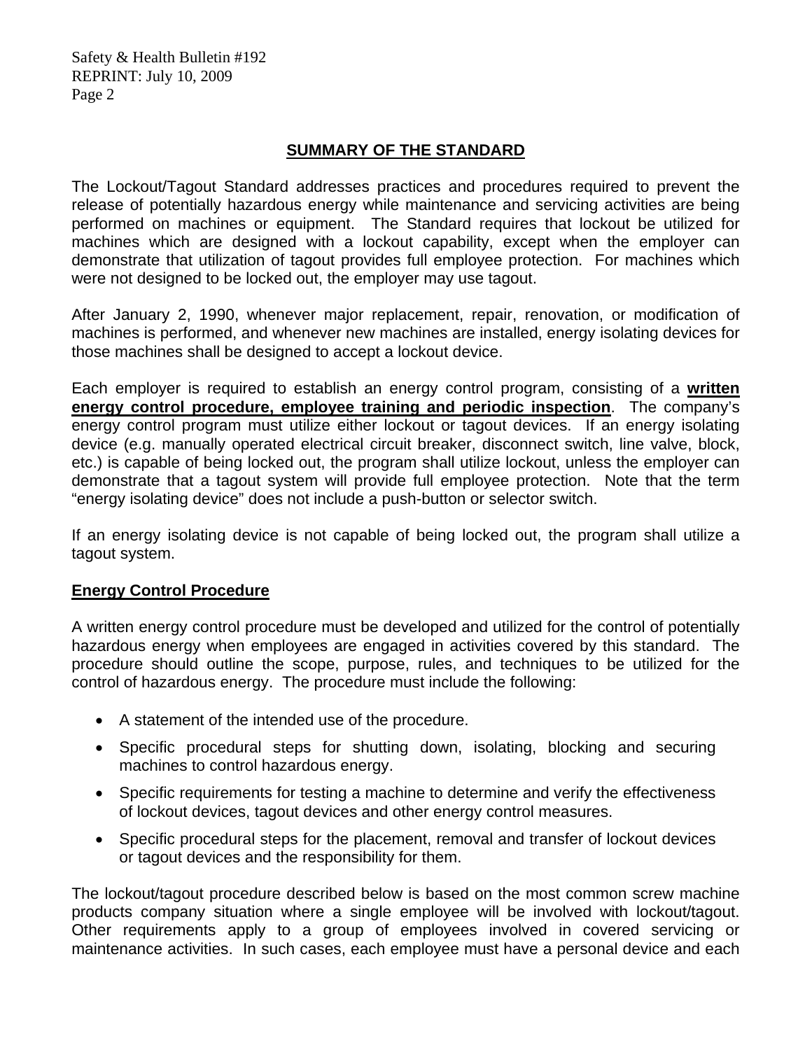## SUMMARY OF THE STANDARD

The Lockout/Tagout Standard addresses practices and procedures required to prevent the release of potentially hazardous energy while maintenance and servicing activities are being performed on machines or equipment. The Standard requires that lockout be utilized for machines which are designed with a lockout capability, except when the employer can demonstrate that utilization of tagout provides full employee protection. For machines which were not designed to be locked out, the employer may use tagout.

After January 2, 1990, whenever major replacement, repair, renovation, or modification of machines is performed, and whenever new machines are installed, energy isolating devices for those machines shall be designed to accept a lockout device.

Each employer is required to establish an energy control program, consisting of a **written energy control procedure, employee training and periodic inspection**. The company's energy control program must utilize either lockout or tagout devices. If an energy isolating device (e.g. manually operated electrical circuit breaker, disconnect switch, line valve, block, etc.) is capable of being locked out, the program shall utilize lockout, unless the employer can demonstrate that a tagout system will provide full employee protection. Note that the term "energy isolating device" does not include a push-button or selector switch.

If an energy isolating device is not capable of being locked out, the program shall utilize a tagout system.

### Energy Control Procedure

A written energy control procedure must be developed and utilized for the control of potentially hazardous energy when employees are engaged in activities covered by this standard. The procedure should outline the scope, purpose, rules, and techniques to be utilized for the control of hazardous energy. The procedure must include the following:

- A statement of the intended use of the procedure.
- Specific procedural steps for shutting down, isolating, blocking and securing machines to control hazardous energy.
- Specific requirements for testing a machine to determine and verify the effectiveness of lockout devices, tagout devices and other energy control measures.
- Specific procedural steps for the placement, removal and transfer of lockout devices or tagout devices and the responsibility for them.

The lockout/tagout procedure described below is based on the most common screw machine products company situation where a single employee will be involved with lockout/tagout. Other requirements apply to a group of employees involved in covered servicing or maintenance activities. In such cases, each employee must have a personal device and each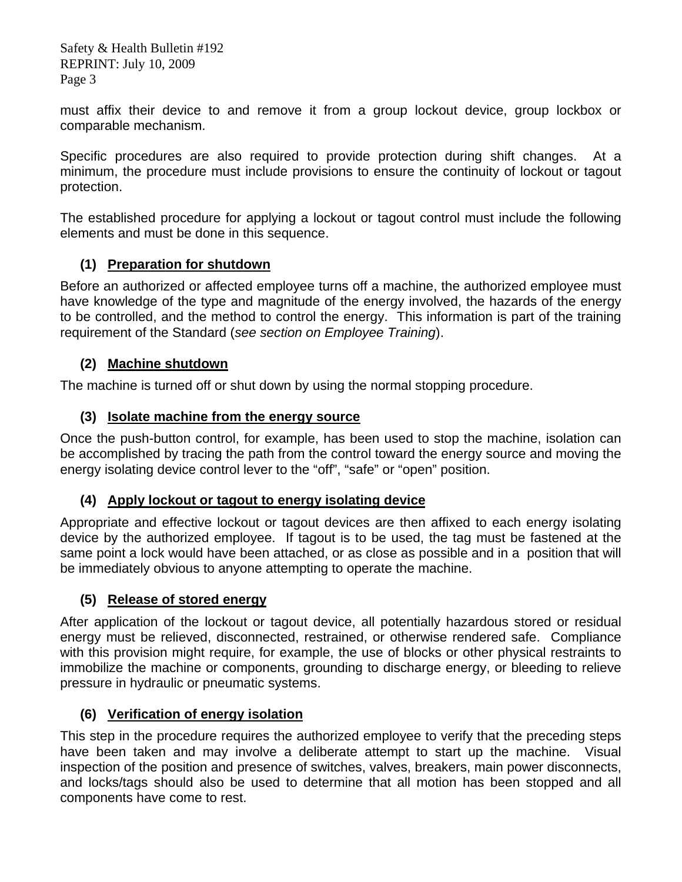must affix their device to and remove it from a group lockout device, group lockbox or comparable mechanism.

Specific procedures are also required to provide protection during shift changes. At a minimum, the procedure must include provisions to ensure the continuity of lockout or tagout protection.

The established procedure for applying a lockout or tagout control must include the following elements and must be done in this sequence.

### (1) Preparation for shutdown

Before an authorized or affected employee turns off a machine, the authorized employee must have knowledge of the type and magnitude of the energy involved, the hazards of the energy to be controlled, and the method to control the energy. This information is part of the training requirement of the Standard (*see section on Employee Training*).

### (2) Machine shutdown

The machine is turned off or shut down by using the normal stopping procedure.

### (3) Isolate machine from the energy source

Once the push-button control, for example, has been used to stop the machine, isolation can be accomplished by tracing the path from the control toward the energy source and moving the energy isolating device control lever to the "off", "safe" or "open" position.

### (4) Apply lockout or tagout to energy isolating device

Appropriate and effective lockout or tagout devices are then affixed to each energy isolating device by the authorized employee. If tagout is to be used, the tag must be fastened at the same point a lock would have been attached, or as close as possible and in a position that will be immediately obvious to anyone attempting to operate the machine.

### (5) Release of stored energy

After application of the lockout or tagout device, all potentially hazardous stored or residual energy must be relieved, disconnected, restrained, or otherwise rendered safe. Compliance with this provision might require, for example, the use of blocks or other physical restraints to immobilize the machine or components, grounding to discharge energy, or bleeding to relieve pressure in hydraulic or pneumatic systems.

### (6) Verification of energy isolation

This step in the procedure requires the authorized employee to verify that the preceding steps have been taken and may involve a deliberate attempt to start up the machine. Visual inspection of the position and presence of switches, valves, breakers, main power disconnects, and locks/tags should also be used to determine that all motion has been stopped and all components have come to rest.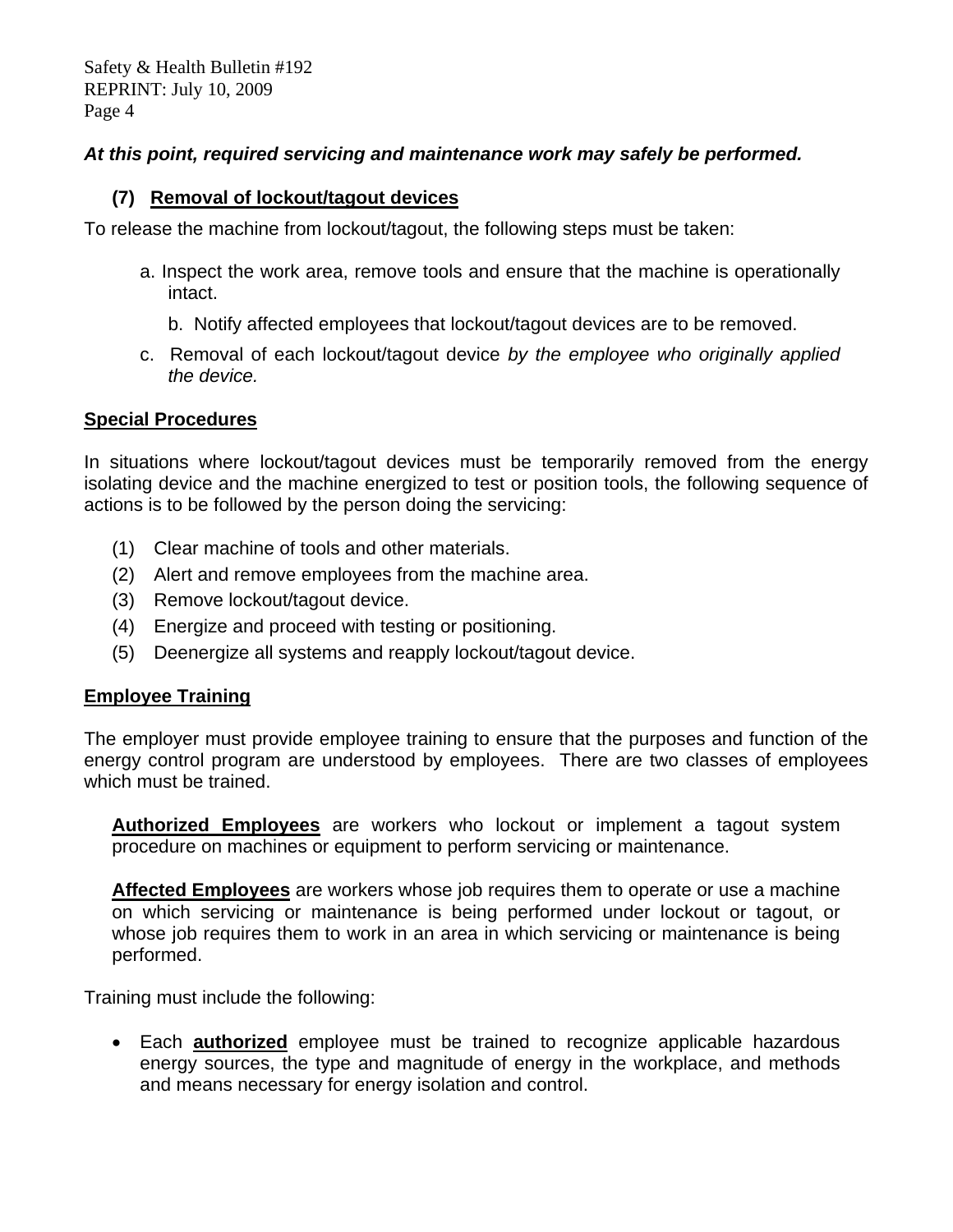***At this point, required servicing and maintenance work may safely be performed.***

**(7) Removal of lockout/tagout devices**

To release the machine from lockout/tagout, the following steps must be taken:

a. Inspect the work area, remove tools and ensure that the machine is operationally intact.

b. Notify affected employees that lockout/tagout devices are to be removed.

c. Removal of each lockout/tagout device *by the employee who originally applied the device.*

**Special Procedures**

In situations where lockout/tagout devices must be temporarily removed from the energy isolating device and the machine energized to test or position tools, the following sequence of actions is to be followed by the person doing the servicing:

(1) Clear machine of tools and other materials.
(2) Alert and remove employees from the machine area.
(3) Remove lockout/tagout device.
(4) Energize and proceed with testing or positioning.
(5) Deenergize all systems and reapply lockout/tagout device.

**Employee Training**

The employer must provide employee training to ensure that the purposes and function of the energy control program are understood by employees. There are two classes of employees which must be trained.

**Authorized Employees** are workers who lockout or implement a tagout system procedure on machines or equipment to perform servicing or maintenance.

**Affected Employees** are workers whose job requires them to operate or use a machine on which servicing or maintenance is being performed under lockout or tagout, or whose job requires them to work in an area in which servicing or maintenance is being performed.

Training must include the following:

- Each **authorized** employee must be trained to recognize applicable hazardous energy sources, the type and magnitude of energy in the workplace, and methods and means necessary for energy isolation and control.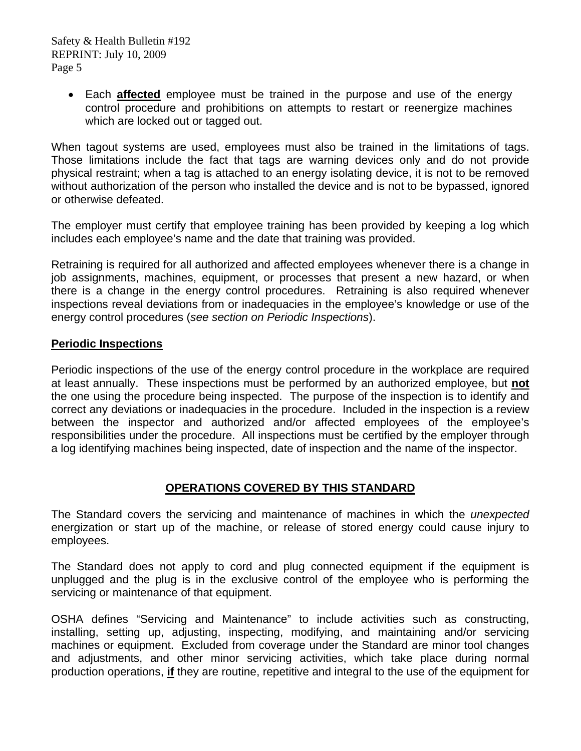- Each **affected** employee must be trained in the purpose and use of the energy control procedure and prohibitions on attempts to restart or reenergize machines which are locked out or tagged out.

When tagout systems are used, employees must also be trained in the limitations of tags. Those limitations include the fact that tags are warning devices only and do not provide physical restraint; when a tag is attached to an energy isolating device, it is not to be removed without authorization of the person who installed the device and is not to be bypassed, ignored or otherwise defeated.

The employer must certify that employee training has been provided by keeping a log which includes each employee's name and the date that training was provided.

Retraining is required for all authorized and affected employees whenever there is a change in job assignments, machines, equipment, or processes that present a new hazard, or when there is a change in the energy control procedures. Retraining is also required whenever inspections reveal deviations from or inadequacies in the employee's knowledge or use of the energy control procedures (*see section on Periodic Inspections*).

### Periodic Inspections

Periodic inspections of the use of the energy control procedure in the workplace are required at least annually. These inspections must be performed by an authorized employee, but **not** the one using the procedure being inspected. The purpose of the inspection is to identify and correct any deviations or inadequacies in the procedure. Included in the inspection is a review between the inspector and authorized and/or affected employees of the employee's responsibilities under the procedure. All inspections must be certified by the employer through a log identifying machines being inspected, date of inspection and the name of the inspector.

## OPERATIONS COVERED BY THIS STANDARD

The Standard covers the servicing and maintenance of machines in which the *unexpected* energization or start up of the machine, or release of stored energy could cause injury to employees.

The Standard does not apply to cord and plug connected equipment if the equipment is unplugged and the plug is in the exclusive control of the employee who is performing the servicing or maintenance of that equipment.

OSHA defines "Servicing and Maintenance" to include activities such as constructing, installing, setting up, adjusting, inspecting, modifying, and maintaining and/or servicing machines or equipment. Excluded from coverage under the Standard are minor tool changes and adjustments, and other minor servicing activities, which take place during normal production operations, **if** they are routine, repetitive and integral to the use of the equipment for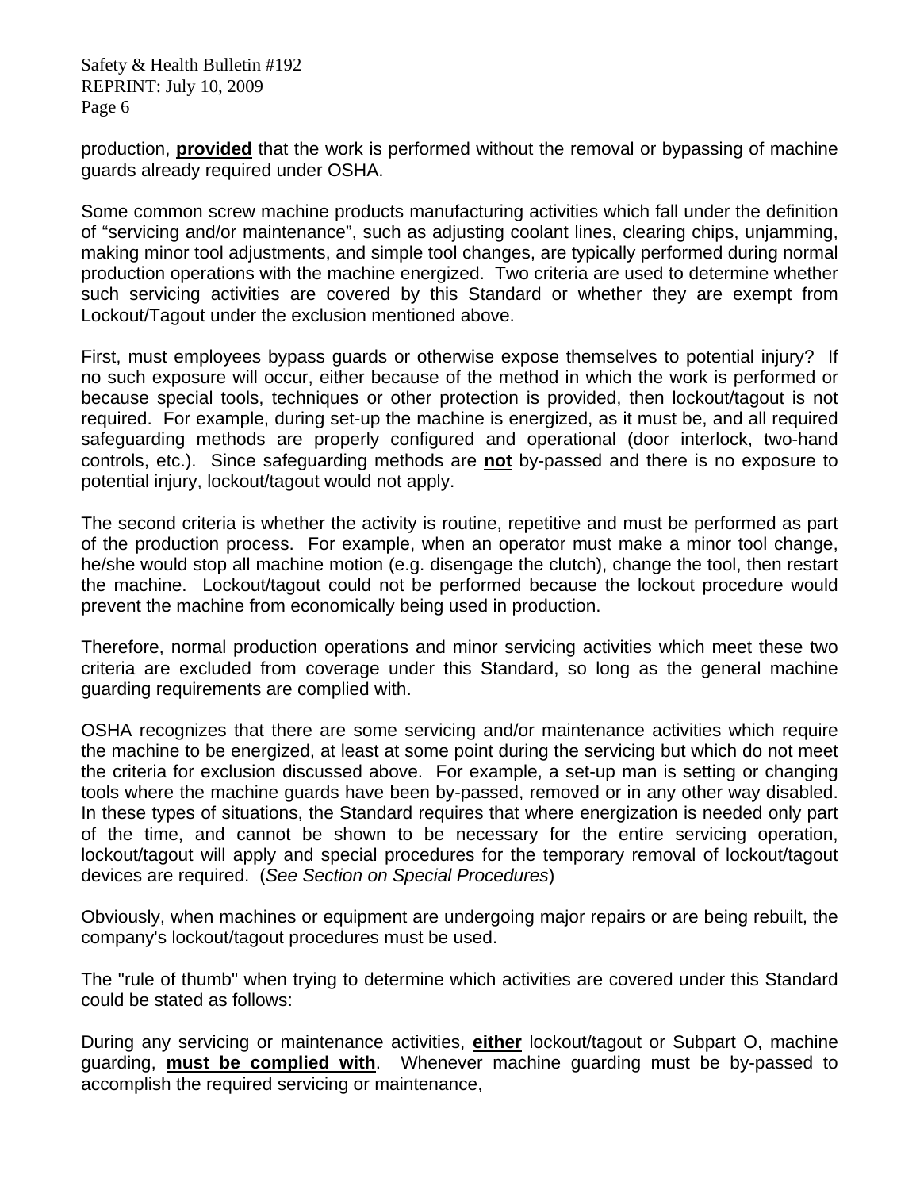production, **provided** that the work is performed without the removal or bypassing of machine guards already required under OSHA.

Some common screw machine products manufacturing activities which fall under the definition of "servicing and/or maintenance", such as adjusting coolant lines, clearing chips, unjamming, making minor tool adjustments, and simple tool changes, are typically performed during normal production operations with the machine energized. Two criteria are used to determine whether such servicing activities are covered by this Standard or whether they are exempt from Lockout/Tagout under the exclusion mentioned above.

First, must employees bypass guards or otherwise expose themselves to potential injury? If no such exposure will occur, either because of the method in which the work is performed or because special tools, techniques or other protection is provided, then lockout/tagout is not required. For example, during set-up the machine is energized, as it must be, and all required safeguarding methods are properly configured and operational (door interlock, two-hand controls, etc.). Since safeguarding methods are **not** by-passed and there is no exposure to potential injury, lockout/tagout would not apply.

The second criteria is whether the activity is routine, repetitive and must be performed as part of the production process. For example, when an operator must make a minor tool change, he/she would stop all machine motion (e.g. disengage the clutch), change the tool, then restart the machine. Lockout/tagout could not be performed because the lockout procedure would prevent the machine from economically being used in production.

Therefore, normal production operations and minor servicing activities which meet these two criteria are excluded from coverage under this Standard, so long as the general machine guarding requirements are complied with.

OSHA recognizes that there are some servicing and/or maintenance activities which require the machine to be energized, at least at some point during the servicing but which do not meet the criteria for exclusion discussed above. For example, a set-up man is setting or changing tools where the machine guards have been by-passed, removed or in any other way disabled. In these types of situations, the Standard requires that where energization is needed only part of the time, and cannot be shown to be necessary for the entire servicing operation, lockout/tagout will apply and special procedures for the temporary removal of lockout/tagout devices are required. (*See Section on Special Procedures*)

Obviously, when machines or equipment are undergoing major repairs or are being rebuilt, the company's lockout/tagout procedures must be used.

The "rule of thumb" when trying to determine which activities are covered under this Standard could be stated as follows:

During any servicing or maintenance activities, **either** lockout/tagout or Subpart O, machine guarding, **must be complied with**. Whenever machine guarding must be by-passed to accomplish the required servicing or maintenance,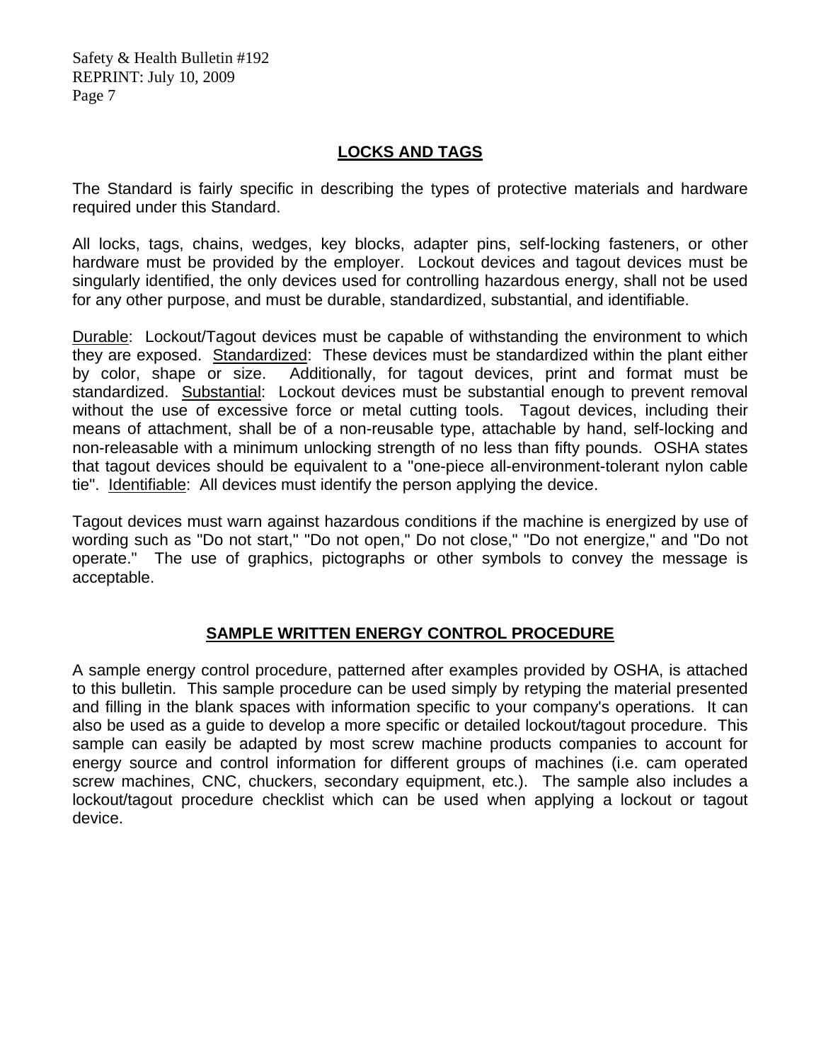## LOCKS AND TAGS

The Standard is fairly specific in describing the types of protective materials and hardware required under this Standard.

All locks, tags, chains, wedges, key blocks, adapter pins, self-locking fasteners, or other hardware must be provided by the employer. Lockout devices and tagout devices must be singularly identified, the only devices used for controlling hazardous energy, shall not be used for any other purpose, and must be durable, standardized, substantial, and identifiable.

Durable: Lockout/Tagout devices must be capable of withstanding the environment to which they are exposed. Standardized: These devices must be standardized within the plant either by color, shape or size. Additionally, for tagout devices, print and format must be standardized. Substantial: Lockout devices must be substantial enough to prevent removal without the use of excessive force or metal cutting tools. Tagout devices, including their means of attachment, shall be of a non-reusable type, attachable by hand, self-locking and non-releasable with a minimum unlocking strength of no less than fifty pounds. OSHA states that tagout devices should be equivalent to a "one-piece all-environment-tolerant nylon cable tie". Identifiable: All devices must identify the person applying the device.

Tagout devices must warn against hazardous conditions if the machine is energized by use of wording such as "Do not start," "Do not open," Do not close," "Do not energize," and "Do not operate." The use of graphics, pictographs or other symbols to convey the message is acceptable.

## SAMPLE WRITTEN ENERGY CONTROL PROCEDURE

A sample energy control procedure, patterned after examples provided by OSHA, is attached to this bulletin. This sample procedure can be used simply by retyping the material presented and filling in the blank spaces with information specific to your company's operations. It can also be used as a guide to develop a more specific or detailed lockout/tagout procedure. This sample can easily be adapted by most screw machine products companies to account for energy source and control information for different groups of machines (i.e. cam operated screw machines, CNC, chuckers, secondary equipment, etc.). The sample also includes a lockout/tagout procedure checklist which can be used when applying a lockout or tagout device.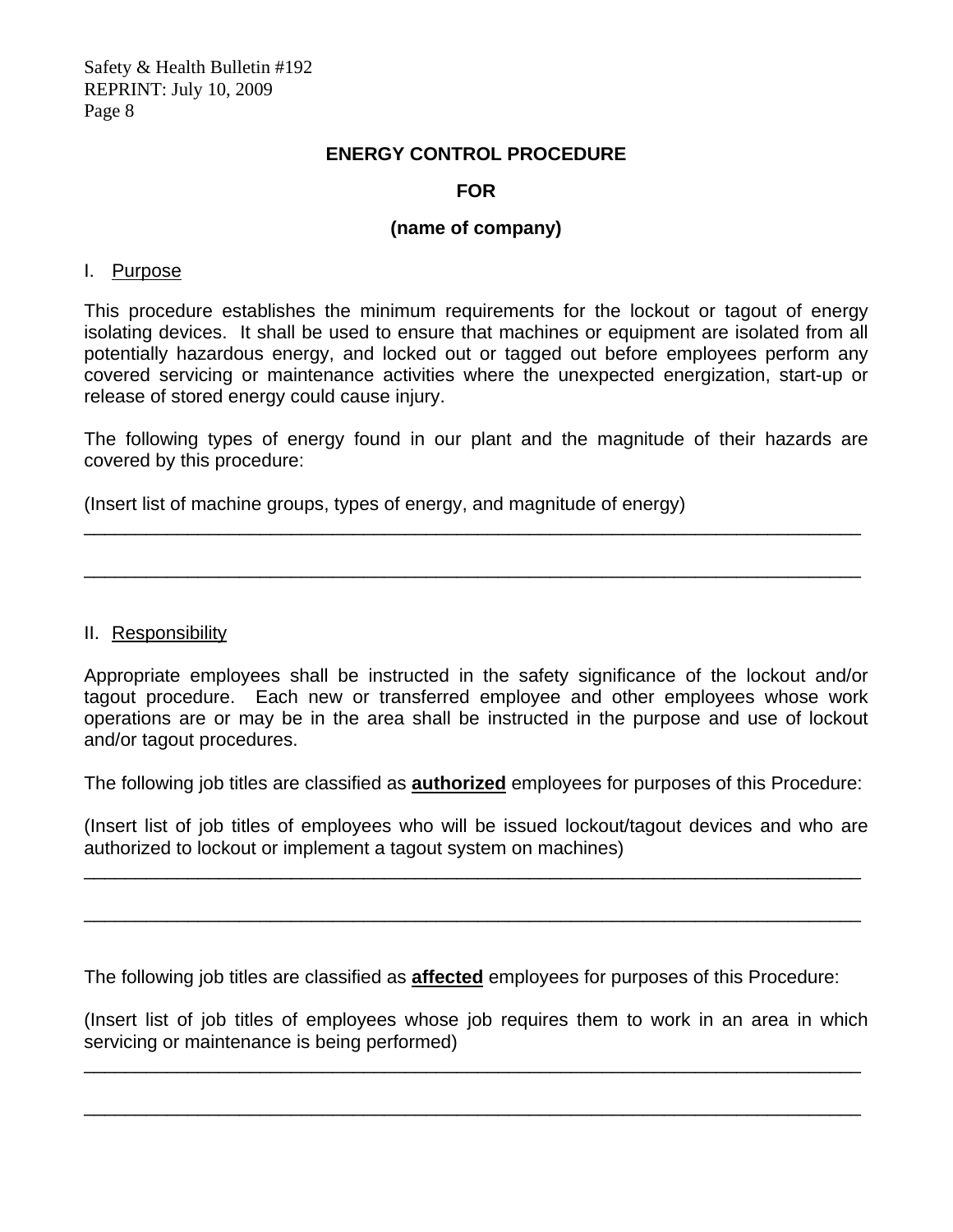**ENERGY CONTROL PROCEDURE**

**FOR**

**(name of company)**

I. Purpose

This procedure establishes the minimum requirements for the lockout or tagout of energy isolating devices. It shall be used to ensure that machines or equipment are isolated from all potentially hazardous energy, and locked out or tagged out before employees perform any covered servicing or maintenance activities where the unexpected energization, start-up or release of stored energy could cause injury.

The following types of energy found in our plant and the magnitude of their hazards are covered by this procedure:

(Insert list of machine groups, types of energy, and magnitude of energy)

\_\_\_\_\_\_\_\_\_\_\_\_\_\_\_\_\_\_\_\_\_\_\_\_\_\_\_\_\_\_\_\_\_\_\_\_\_\_\_\_\_\_\_\_\_\_\_\_\_\_\_\_\_\_\_\_\_\_\_\_\_\_\_\_\_\_\_\_\_\_\_\_\_\_

\_\_\_\_\_\_\_\_\_\_\_\_\_\_\_\_\_\_\_\_\_\_\_\_\_\_\_\_\_\_\_\_\_\_\_\_\_\_\_\_\_\_\_\_\_\_\_\_\_\_\_\_\_\_\_\_\_\_\_\_\_\_\_\_\_\_\_\_\_\_\_\_\_\_

II. Responsibility

Appropriate employees shall be instructed in the safety significance of the lockout and/or tagout procedure. Each new or transferred employee and other employees whose work operations are or may be in the area shall be instructed in the purpose and use of lockout and/or tagout procedures.

The following job titles are classified as **authorized** employees for purposes of this Procedure:

(Insert list of job titles of employees who will be issued lockout/tagout devices and who are authorized to lockout or implement a tagout system on machines)

\_\_\_\_\_\_\_\_\_\_\_\_\_\_\_\_\_\_\_\_\_\_\_\_\_\_\_\_\_\_\_\_\_\_\_\_\_\_\_\_\_\_\_\_\_\_\_\_\_\_\_\_\_\_\_\_\_\_\_\_\_\_\_\_\_\_\_\_\_\_\_\_\_\_

\_\_\_\_\_\_\_\_\_\_\_\_\_\_\_\_\_\_\_\_\_\_\_\_\_\_\_\_\_\_\_\_\_\_\_\_\_\_\_\_\_\_\_\_\_\_\_\_\_\_\_\_\_\_\_\_\_\_\_\_\_\_\_\_\_\_\_\_\_\_\_\_\_\_

The following job titles are classified as **affected** employees for purposes of this Procedure:

(Insert list of job titles of employees whose job requires them to work in an area in which servicing or maintenance is being performed)

\_\_\_\_\_\_\_\_\_\_\_\_\_\_\_\_\_\_\_\_\_\_\_\_\_\_\_\_\_\_\_\_\_\_\_\_\_\_\_\_\_\_\_\_\_\_\_\_\_\_\_\_\_\_\_\_\_\_\_\_\_\_\_\_\_\_\_\_\_\_\_\_\_\_

\_\_\_\_\_\_\_\_\_\_\_\_\_\_\_\_\_\_\_\_\_\_\_\_\_\_\_\_\_\_\_\_\_\_\_\_\_\_\_\_\_\_\_\_\_\_\_\_\_\_\_\_\_\_\_\_\_\_\_\_\_\_\_\_\_\_\_\_\_\_\_\_\_\_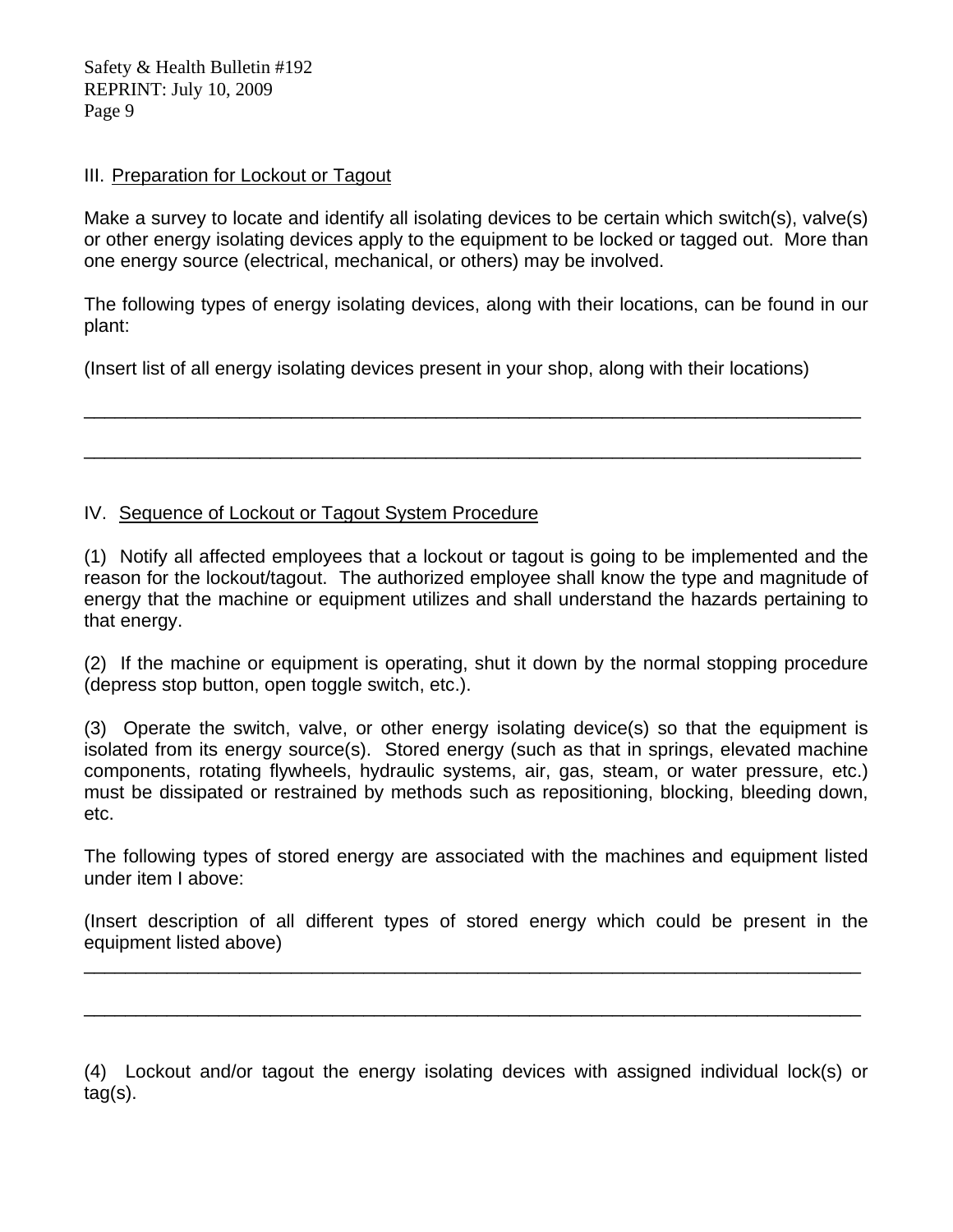III. Preparation for Lockout or Tagout

Make a survey to locate and identify all isolating devices to be certain which switch(s), valve(s) or other energy isolating devices apply to the equipment to be locked or tagged out. More than one energy source (electrical, mechanical, or others) may be involved.

The following types of energy isolating devices, along with their locations, can be found in our plant:

(Insert list of all energy isolating devices present in your shop, along with their locations)

_______________________________________________________________________________

_______________________________________________________________________________

IV. Sequence of Lockout or Tagout System Procedure

(1) Notify all affected employees that a lockout or tagout is going to be implemented and the reason for the lockout/tagout. The authorized employee shall know the type and magnitude of energy that the machine or equipment utilizes and shall understand the hazards pertaining to that energy.

(2) If the machine or equipment is operating, shut it down by the normal stopping procedure (depress stop button, open toggle switch, etc.).

(3) Operate the switch, valve, or other energy isolating device(s) so that the equipment is isolated from its energy source(s). Stored energy (such as that in springs, elevated machine components, rotating flywheels, hydraulic systems, air, gas, steam, or water pressure, etc.) must be dissipated or restrained by methods such as repositioning, blocking, bleeding down, etc.

The following types of stored energy are associated with the machines and equipment listed under item I above:

(Insert description of all different types of stored energy which could be present in the equipment listed above)

_______________________________________________________________________________

_______________________________________________________________________________

(4) Lockout and/or tagout the energy isolating devices with assigned individual lock(s) or tag(s).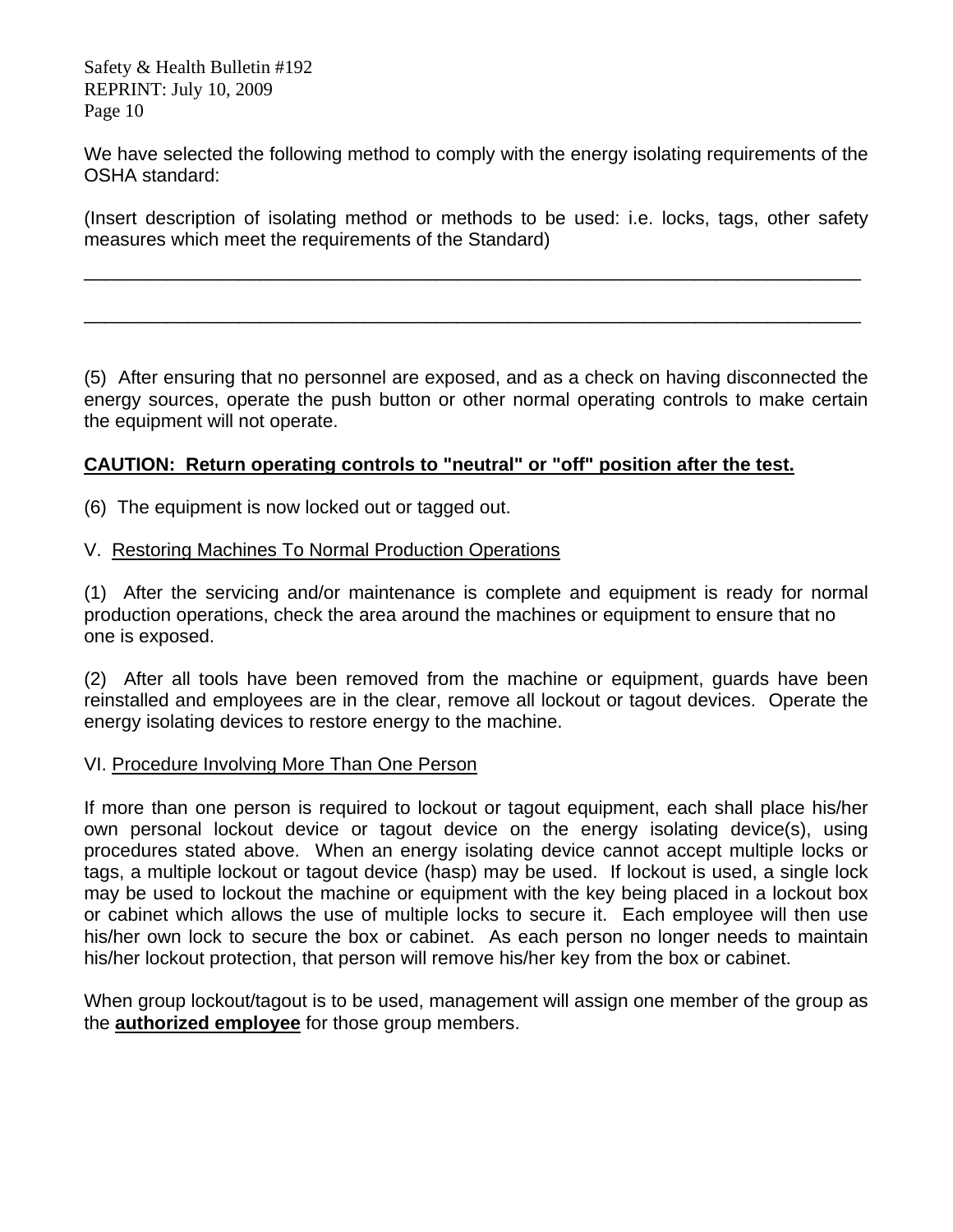We have selected the following method to comply with the energy isolating requirements of the OSHA standard:

(Insert description of isolating method or methods to be used: i.e. locks, tags, other safety measures which meet the requirements of the Standard)

___________________________________________________________________________

___________________________________________________________________________

(5) After ensuring that no personnel are exposed, and as a check on having disconnected the energy sources, operate the push button or other normal operating controls to make certain the equipment will not operate.

**<u>CAUTION: Return operating controls to "neutral" or "off" position after the test.</u>**

(6) The equipment is now locked out or tagged out.

V. <u>Restoring Machines To Normal Production Operations</u>

(1) After the servicing and/or maintenance is complete and equipment is ready for normal production operations, check the area around the machines or equipment to ensure that no one is exposed.

(2) After all tools have been removed from the machine or equipment, guards have been reinstalled and employees are in the clear, remove all lockout or tagout devices. Operate the energy isolating devices to restore energy to the machine.

VI. <u>Procedure Involving More Than One Person</u>

If more than one person is required to lockout or tagout equipment, each shall place his/her own personal lockout device or tagout device on the energy isolating device(s), using procedures stated above. When an energy isolating device cannot accept multiple locks or tags, a multiple lockout or tagout device (hasp) may be used. If lockout is used, a single lock may be used to lockout the machine or equipment with the key being placed in a lockout box or cabinet which allows the use of multiple locks to secure it. Each employee will then use his/her own lock to secure the box or cabinet. As each person no longer needs to maintain his/her lockout protection, that person will remove his/her key from the box or cabinet.

When group lockout/tagout is to be used, management will assign one member of the group as the **<u>authorized employee</u>** for those group members.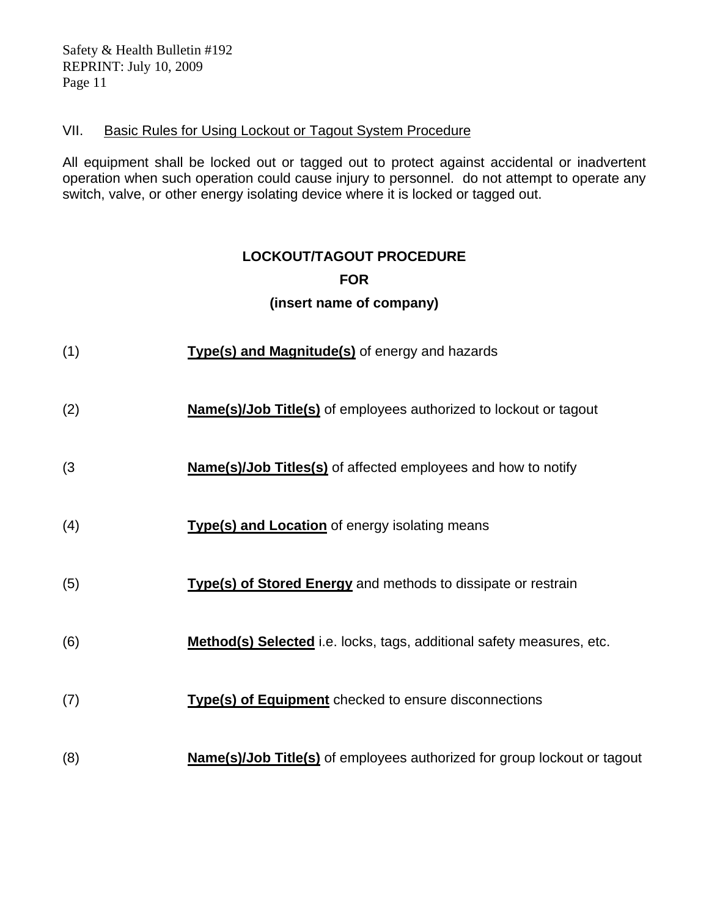## VII. Basic Rules for Using Lockout or Tagout System Procedure

All equipment shall be locked out or tagged out to protect against accidental or inadvertent operation when such operation could cause injury to personnel. do not attempt to operate any switch, valve, or other energy isolating device where it is locked or tagged out.

**LOCKOUT/TAGOUT PROCEDURE**

**FOR**

**(insert name of company)**

(1) **Type(s) and Magnitude(s)** of energy and hazards

(2) **Name(s)/Job Title(s)** of employees authorized to lockout or tagout

(3 **Name(s)/Job Titles(s)** of affected employees and how to notify

(4) **Type(s) and Location** of energy isolating means

(5) **Type(s) of Stored Energy** and methods to dissipate or restrain

(6) **Method(s) Selected** i.e. locks, tags, additional safety measures, etc.

(7) **Type(s) of Equipment** checked to ensure disconnections

(8) **Name(s)/Job Title(s)** of employees authorized for group lockout or tagout